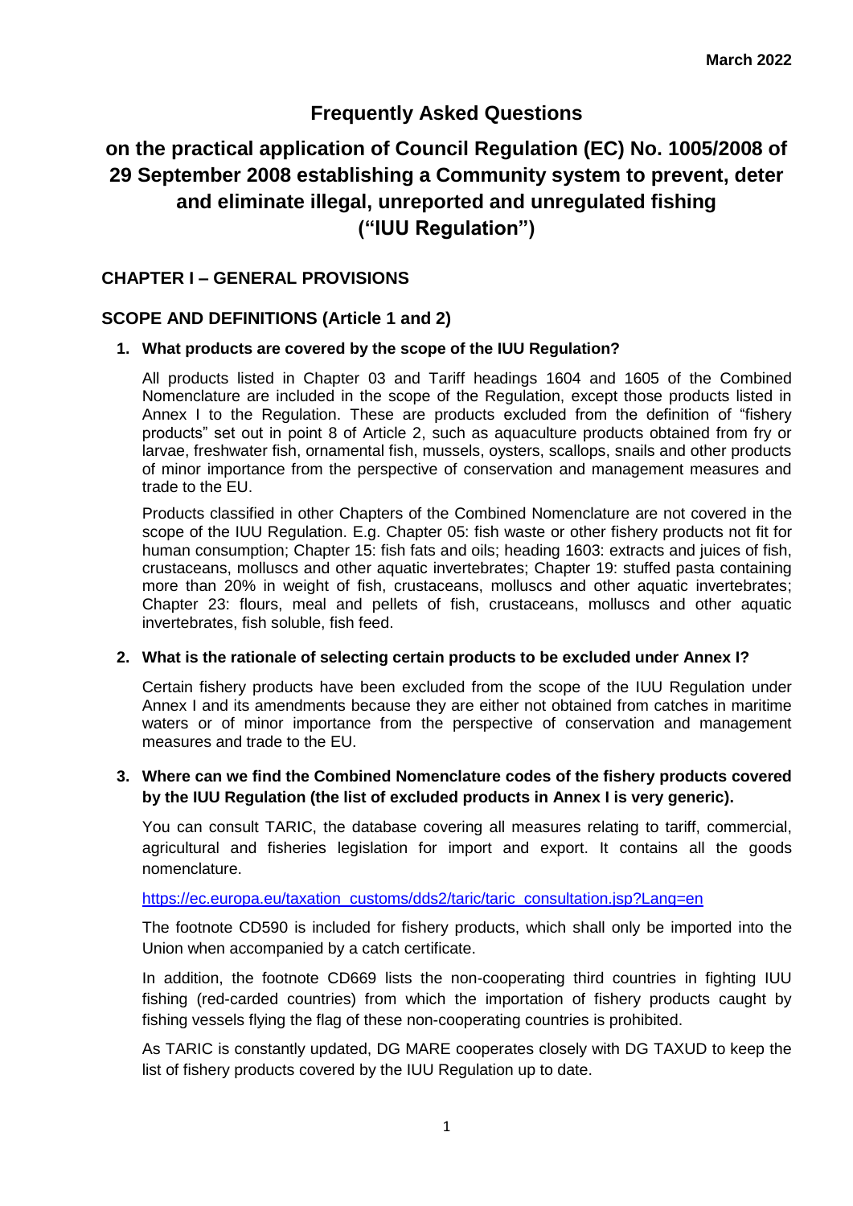March 2022

# Frequently Asked Questions

# on the practical application of Council Regulation (EC) No. 1005/2008 of 29 September 2008 establishing a Community system to prevent, deter and eliminate illegal, unreported and unregulated fishing ("IUU Regulation")

## CHAPTER I – GENERAL PROVISIONS

## SCOPE AND DEFINITIONS (Article 1 and 2)

**1. What products are covered by the scope of the IUU Regulation?**

All products listed in Chapter 03 and Tariff headings 1604 and 1605 of the Combined Nomenclature are included in the scope of the Regulation, except those products listed in Annex I to the Regulation. These are products excluded from the definition of "fishery products" set out in point 8 of Article 2, such as aquaculture products obtained from fry or larvae, freshwater fish, ornamental fish, mussels, oysters, scallops, snails and other products of minor importance from the perspective of conservation and management measures and trade to the EU.

Products classified in other Chapters of the Combined Nomenclature are not covered in the scope of the IUU Regulation. E.g. Chapter 05: fish waste or other fishery products not fit for human consumption; Chapter 15: fish fats and oils; heading 1603: extracts and juices of fish, crustaceans, molluscs and other aquatic invertebrates; Chapter 19: stuffed pasta containing more than 20% in weight of fish, crustaceans, molluscs and other aquatic invertebrates; Chapter 23: flours, meal and pellets of fish, crustaceans, molluscs and other aquatic invertebrates, fish soluble, fish feed.

**2. What is the rationale of selecting certain products to be excluded under Annex I?**

Certain fishery products have been excluded from the scope of the IUU Regulation under Annex I and its amendments because they are either not obtained from catches in maritime waters or of minor importance from the perspective of conservation and management measures and trade to the EU.

**3. Where can we find the Combined Nomenclature codes of the fishery products covered by the IUU Regulation (the list of excluded products in Annex I is very generic).**

You can consult TARIC, the database covering all measures relating to tariff, commercial, agricultural and fisheries legislation for import and export. It contains all the goods nomenclature.

https://ec.europa.eu/taxation_customs/dds2/taric/taric_consultation.jsp?Lang=en

The footnote CD590 is included for fishery products, which shall only be imported into the Union when accompanied by a catch certificate.

In addition, the footnote CD669 lists the non-cooperating third countries in fighting IUU fishing (red-carded countries) from which the importation of fishery products caught by fishing vessels flying the flag of these non-cooperating countries is prohibited.

As TARIC is constantly updated, DG MARE cooperates closely with DG TAXUD to keep the list of fishery products covered by the IUU Regulation up to date.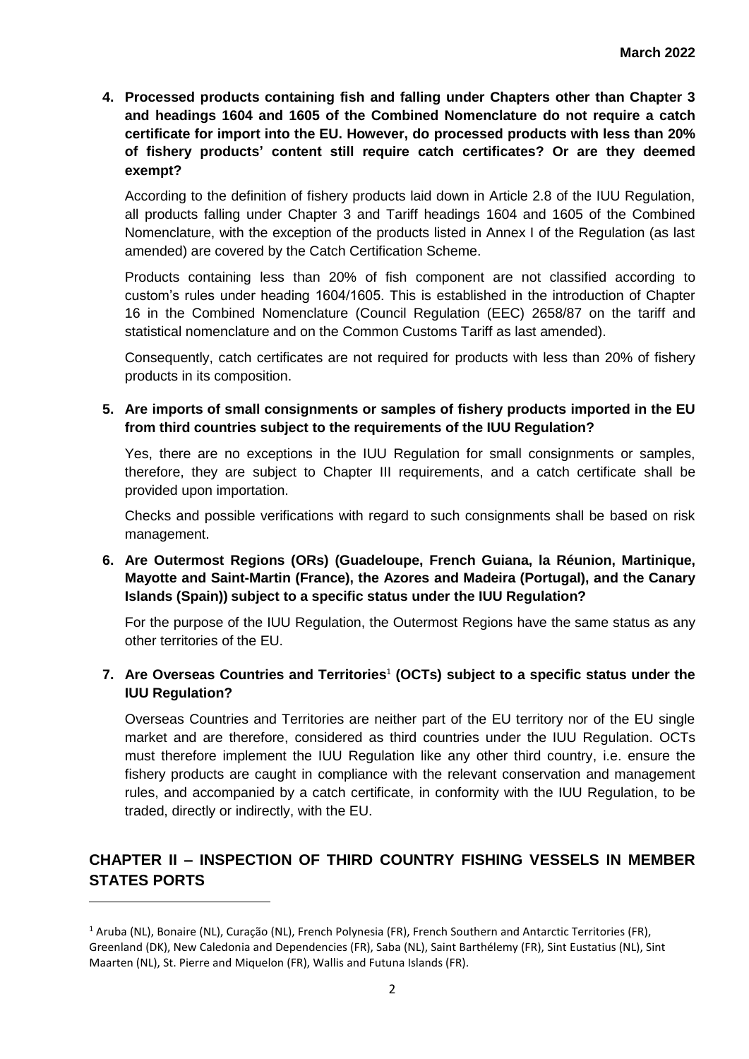**4. Processed products containing fish and falling under Chapters other than Chapter 3 and headings 1604 and 1605 of the Combined Nomenclature do not require a catch certificate for import into the EU. However, do processed products with less than 20% of fishery products' content still require catch certificates? Or are they deemed exempt?**

According to the definition of fishery products laid down in Article 2.8 of the IUU Regulation, all products falling under Chapter 3 and Tariff headings 1604 and 1605 of the Combined Nomenclature, with the exception of the products listed in Annex I of the Regulation (as last amended) are covered by the Catch Certification Scheme.

Products containing less than 20% of fish component are not classified according to custom's rules under heading 1604/1605. This is established in the introduction of Chapter 16 in the Combined Nomenclature (Council Regulation (EEC) 2658/87 on the tariff and statistical nomenclature and on the Common Customs Tariff as last amended).

Consequently, catch certificates are not required for products with less than 20% of fishery products in its composition.

**5. Are imports of small consignments or samples of fishery products imported in the EU from third countries subject to the requirements of the IUU Regulation?**

Yes, there are no exceptions in the IUU Regulation for small consignments or samples, therefore, they are subject to Chapter III requirements, and a catch certificate shall be provided upon importation.

Checks and possible verifications with regard to such consignments shall be based on risk management.

**6. Are Outermost Regions (ORs) (Guadeloupe, French Guiana, la Réunion, Martinique, Mayotte and Saint-Martin (France), the Azores and Madeira (Portugal), and the Canary Islands (Spain)) subject to a specific status under the IUU Regulation?**

For the purpose of the IUU Regulation, the Outermost Regions have the same status as any other territories of the EU.

**7. Are Overseas Countries and Territories[1] (OCTs) subject to a specific status under the IUU Regulation?**

Overseas Countries and Territories are neither part of the EU territory nor of the EU single market and are therefore, considered as third countries under the IUU Regulation. OCTs must therefore implement the IUU Regulation like any other third country, i.e. ensure the fishery products are caught in compliance with the relevant conservation and management rules, and accompanied by a catch certificate, in conformity with the IUU Regulation, to be traded, directly or indirectly, with the EU.

## CHAPTER II – INSPECTION OF THIRD COUNTRY FISHING VESSELS IN MEMBER STATES PORTS

[1] Aruba (NL), Bonaire (NL), Curação (NL), French Polynesia (FR), French Southern and Antarctic Territories (FR), Greenland (DK), New Caledonia and Dependencies (FR), Saba (NL), Saint Barthélemy (FR), Sint Eustatius (NL), Sint Maarten (NL), St. Pierre and Miquelon (FR), Wallis and Futuna Islands (FR).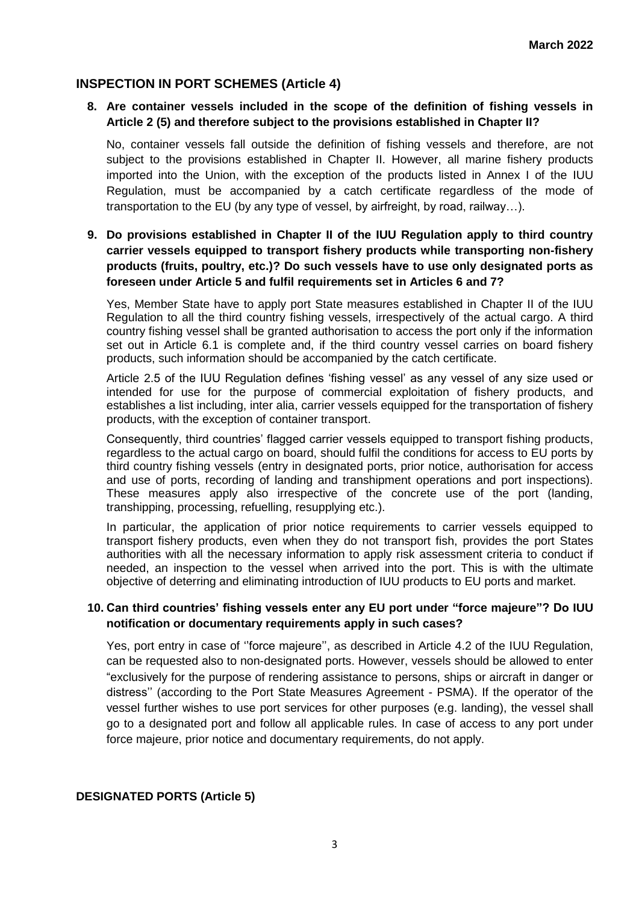## INSPECTION IN PORT SCHEMES (Article 4)

**8. Are container vessels included in the scope of the definition of fishing vessels in Article 2 (5) and therefore subject to the provisions established in Chapter II?**

No, container vessels fall outside the definition of fishing vessels and therefore, are not subject to the provisions established in Chapter II. However, all marine fishery products imported into the Union, with the exception of the products listed in Annex I of the IUU Regulation, must be accompanied by a catch certificate regardless of the mode of transportation to the EU (by any type of vessel, by airfreight, by road, railway…).

**9. Do provisions established in Chapter II of the IUU Regulation apply to third country carrier vessels equipped to transport fishery products while transporting non-fishery products (fruits, poultry, etc.)? Do such vessels have to use only designated ports as foreseen under Article 5 and fulfil requirements set in Articles 6 and 7?**

Yes, Member State have to apply port State measures established in Chapter II of the IUU Regulation to all the third country fishing vessels, irrespectively of the actual cargo. A third country fishing vessel shall be granted authorisation to access the port only if the information set out in Article 6.1 is complete and, if the third country vessel carries on board fishery products, such information should be accompanied by the catch certificate.

Article 2.5 of the IUU Regulation defines 'fishing vessel' as any vessel of any size used or intended for use for the purpose of commercial exploitation of fishery products, and establishes a list including, inter alia, carrier vessels equipped for the transportation of fishery products, with the exception of container transport.

Consequently, third countries' flagged carrier vessels equipped to transport fishing products, regardless to the actual cargo on board, should fulfil the conditions for access to EU ports by third country fishing vessels (entry in designated ports, prior notice, authorisation for access and use of ports, recording of landing and transhipment operations and port inspections). These measures apply also irrespective of the concrete use of the port (landing, transhipping, processing, refuelling, resupplying etc.).

In particular, the application of prior notice requirements to carrier vessels equipped to transport fishery products, even when they do not transport fish, provides the port States authorities with all the necessary information to apply risk assessment criteria to conduct if needed, an inspection to the vessel when arrived into the port. This is with the ultimate objective of deterring and eliminating introduction of IUU products to EU ports and market.

**10. Can third countries' fishing vessels enter any EU port under "force majeure"? Do IUU notification or documentary requirements apply in such cases?**

Yes, port entry in case of ''force majeure'', as described in Article 4.2 of the IUU Regulation, can be requested also to non-designated ports. However, vessels should be allowed to enter "exclusively for the purpose of rendering assistance to persons, ships or aircraft in danger or distress'' (according to the Port State Measures Agreement - PSMA). If the operator of the vessel further wishes to use port services for other purposes (e.g. landing), the vessel shall go to a designated port and follow all applicable rules. In case of access to any port under force majeure, prior notice and documentary requirements, do not apply.

## DESIGNATED PORTS (Article 5)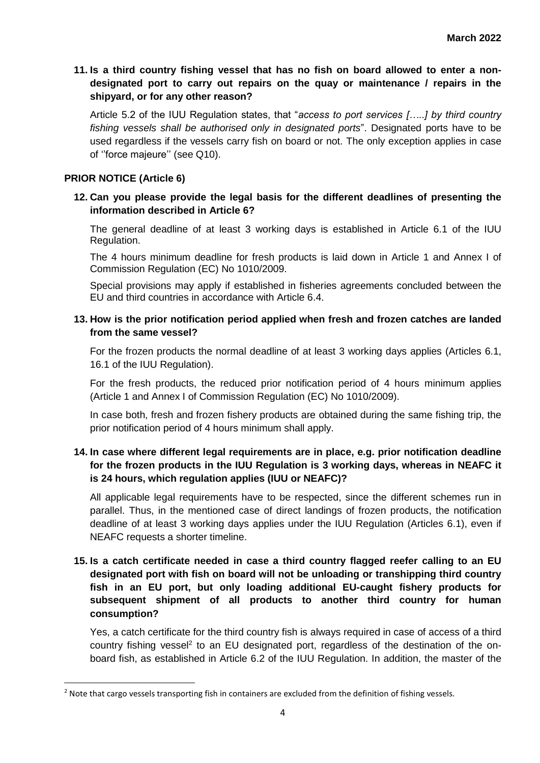**11. Is a third country fishing vessel that has no fish on board allowed to enter a non-designated port to carry out repairs on the quay or maintenance / repairs in the shipyard, or for any other reason?**

Article 5.2 of the IUU Regulation states, that "*access to port services […..] by third country fishing vessels shall be authorised only in designated ports*". Designated ports have to be used regardless if the vessels carry fish on board or not. The only exception applies in case of ''force majeure'' (see Q10).

## PRIOR NOTICE (Article 6)

**12. Can you please provide the legal basis for the different deadlines of presenting the information described in Article 6?**

The general deadline of at least 3 working days is established in Article 6.1 of the IUU Regulation.

The 4 hours minimum deadline for fresh products is laid down in Article 1 and Annex I of Commission Regulation (EC) No 1010/2009.

Special provisions may apply if established in fisheries agreements concluded between the EU and third countries in accordance with Article 6.4.

**13. How is the prior notification period applied when fresh and frozen catches are landed from the same vessel?**

For the frozen products the normal deadline of at least 3 working days applies (Articles 6.1, 16.1 of the IUU Regulation).

For the fresh products, the reduced prior notification period of 4 hours minimum applies (Article 1 and Annex I of Commission Regulation (EC) No 1010/2009).

In case both, fresh and frozen fishery products are obtained during the same fishing trip, the prior notification period of 4 hours minimum shall apply.

**14. In case where different legal requirements are in place, e.g. prior notification deadline for the frozen products in the IUU Regulation is 3 working days, whereas in NEAFC it is 24 hours, which regulation applies (IUU or NEAFC)?**

All applicable legal requirements have to be respected, since the different schemes run in parallel. Thus, in the mentioned case of direct landings of frozen products, the notification deadline of at least 3 working days applies under the IUU Regulation (Articles 6.1), even if NEAFC requests a shorter timeline.

**15. Is a catch certificate needed in case a third country flagged reefer calling to an EU designated port with fish on board will not be unloading or transhipping third country fish in an EU port, but only loading additional EU-caught fishery products for subsequent shipment of all products to another third country for human consumption?**

Yes, a catch certificate for the third country fish is always required in case of access of a third country fishing vessel[2] to an EU designated port, regardless of the destination of the on-board fish, as established in Article 6.2 of the IUU Regulation. In addition, the master of the

[2] Note that cargo vessels transporting fish in containers are excluded from the definition of fishing vessels.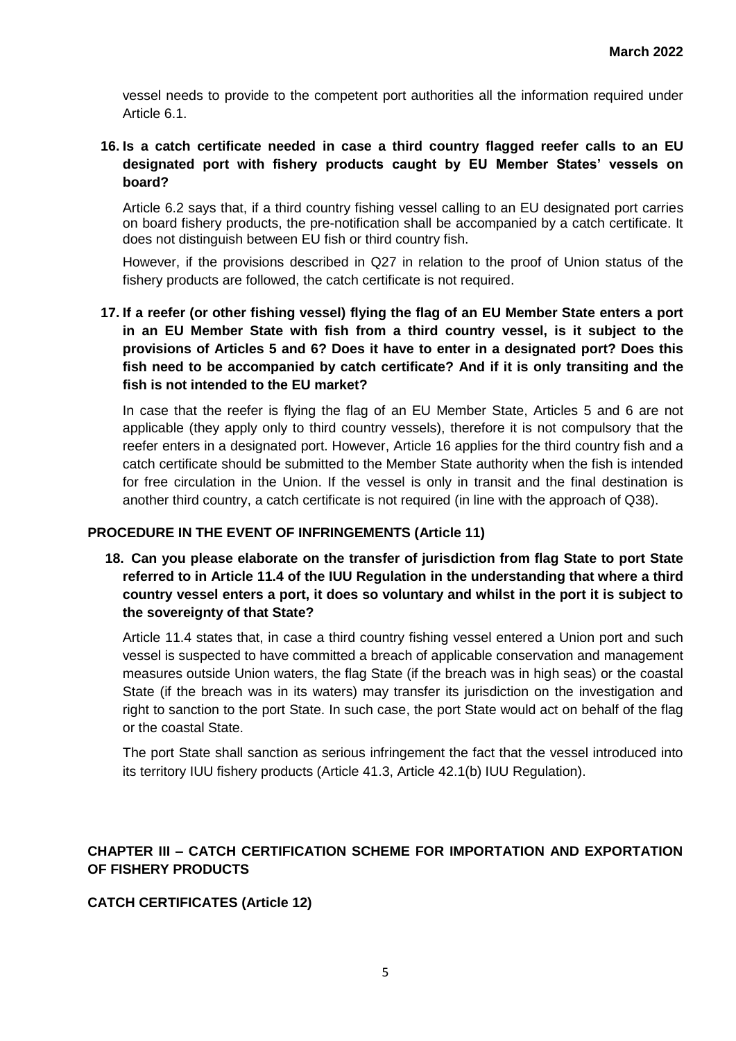vessel needs to provide to the competent port authorities all the information required under Article 6.1.

**16. Is a catch certificate needed in case a third country flagged reefer calls to an EU designated port with fishery products caught by EU Member States' vessels on board?**

Article 6.2 says that, if a third country fishing vessel calling to an EU designated port carries on board fishery products, the pre-notification shall be accompanied by a catch certificate. It does not distinguish between EU fish or third country fish.

However, if the provisions described in Q27 in relation to the proof of Union status of the fishery products are followed, the catch certificate is not required.

**17. If a reefer (or other fishing vessel) flying the flag of an EU Member State enters a port in an EU Member State with fish from a third country vessel, is it subject to the provisions of Articles 5 and 6? Does it have to enter in a designated port? Does this fish need to be accompanied by catch certificate? And if it is only transiting and the fish is not intended to the EU market?**

In case that the reefer is flying the flag of an EU Member State, Articles 5 and 6 are not applicable (they apply only to third country vessels), therefore it is not compulsory that the reefer enters in a designated port. However, Article 16 applies for the third country fish and a catch certificate should be submitted to the Member State authority when the fish is intended for free circulation in the Union. If the vessel is only in transit and the final destination is another third country, a catch certificate is not required (in line with the approach of Q38).

## PROCEDURE IN THE EVENT OF INFRINGEMENTS (Article 11)

**18. Can you please elaborate on the transfer of jurisdiction from flag State to port State referred to in Article 11.4 of the IUU Regulation in the understanding that where a third country vessel enters a port, it does so voluntary and whilst in the port it is subject to the sovereignty of that State?**

Article 11.4 states that, in case a third country fishing vessel entered a Union port and such vessel is suspected to have committed a breach of applicable conservation and management measures outside Union waters, the flag State (if the breach was in high seas) or the coastal State (if the breach was in its waters) may transfer its jurisdiction on the investigation and right to sanction to the port State. In such case, the port State would act on behalf of the flag or the coastal State.

The port State shall sanction as serious infringement the fact that the vessel introduced into its territory IUU fishery products (Article 41.3, Article 42.1(b) IUU Regulation).

## CHAPTER III – CATCH CERTIFICATION SCHEME FOR IMPORTATION AND EXPORTATION OF FISHERY PRODUCTS

### CATCH CERTIFICATES (Article 12)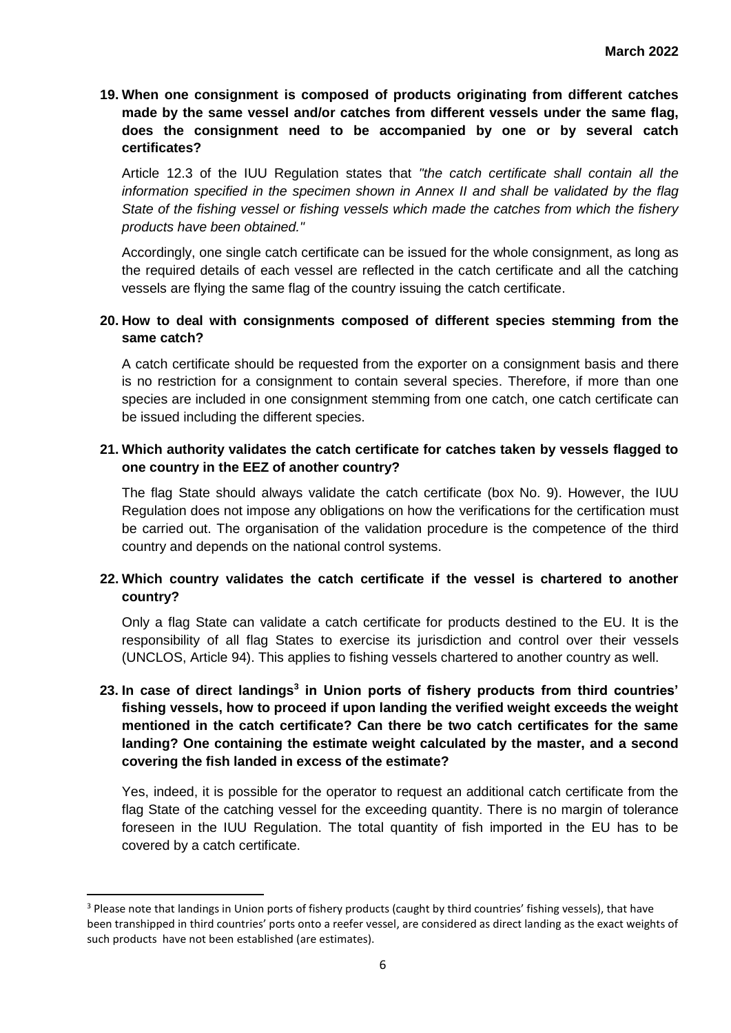**19. When one consignment is composed of products originating from different catches made by the same vessel and/or catches from different vessels under the same flag, does the consignment need to be accompanied by one or by several catch certificates?**

Article 12.3 of the IUU Regulation states that *"the catch certificate shall contain all the information specified in the specimen shown in Annex II and shall be validated by the flag State of the fishing vessel or fishing vessels which made the catches from which the fishery products have been obtained."*

Accordingly, one single catch certificate can be issued for the whole consignment, as long as the required details of each vessel are reflected in the catch certificate and all the catching vessels are flying the same flag of the country issuing the catch certificate.

**20. How to deal with consignments composed of different species stemming from the same catch?**

A catch certificate should be requested from the exporter on a consignment basis and there is no restriction for a consignment to contain several species. Therefore, if more than one species are included in one consignment stemming from one catch, one catch certificate can be issued including the different species.

**21. Which authority validates the catch certificate for catches taken by vessels flagged to one country in the EEZ of another country?**

The flag State should always validate the catch certificate (box No. 9). However, the IUU Regulation does not impose any obligations on how the verifications for the certification must be carried out. The organisation of the validation procedure is the competence of the third country and depends on the national control systems.

**22. Which country validates the catch certificate if the vessel is chartered to another country?**

Only a flag State can validate a catch certificate for products destined to the EU. It is the responsibility of all flag States to exercise its jurisdiction and control over their vessels (UNCLOS, Article 94). This applies to fishing vessels chartered to another country as well.

**23. In case of direct landings[3] in Union ports of fishery products from third countries' fishing vessels, how to proceed if upon landing the verified weight exceeds the weight mentioned in the catch certificate? Can there be two catch certificates for the same landing? One containing the estimate weight calculated by the master, and a second covering the fish landed in excess of the estimate?**

Yes, indeed, it is possible for the operator to request an additional catch certificate from the flag State of the catching vessel for the exceeding quantity. There is no margin of tolerance foreseen in the IUU Regulation. The total quantity of fish imported in the EU has to be covered by a catch certificate.

[3] Please note that landings in Union ports of fishery products (caught by third countries' fishing vessels), that have been transhipped in third countries' ports onto a reefer vessel, are considered as direct landing as the exact weights of such products have not been established (are estimates).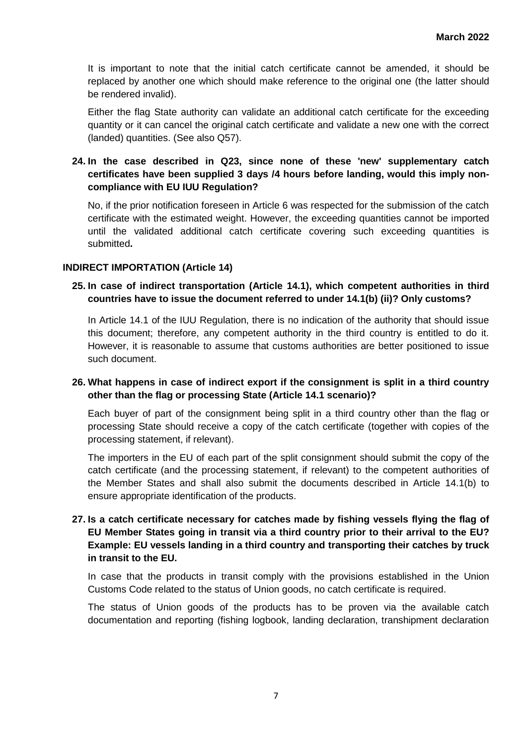It is important to note that the initial catch certificate cannot be amended, it should be replaced by another one which should make reference to the original one (the latter should be rendered invalid).

Either the flag State authority can validate an additional catch certificate for the exceeding quantity or it can cancel the original catch certificate and validate a new one with the correct (landed) quantities. (See also Q57).

**24. In the case described in Q23, since none of these 'new' supplementary catch certificates have been supplied 3 days /4 hours before landing, would this imply non-compliance with EU IUU Regulation?**

No, if the prior notification foreseen in Article 6 was respected for the submission of the catch certificate with the estimated weight. However, the exceeding quantities cannot be imported until the validated additional catch certificate covering such exceeding quantities is submitted**.**

## INDIRECT IMPORTATION (Article 14)

**25. In case of indirect transportation (Article 14.1), which competent authorities in third countries have to issue the document referred to under 14.1(b) (ii)? Only customs?**

In Article 14.1 of the IUU Regulation, there is no indication of the authority that should issue this document; therefore, any competent authority in the third country is entitled to do it. However, it is reasonable to assume that customs authorities are better positioned to issue such document.

**26. What happens in case of indirect export if the consignment is split in a third country other than the flag or processing State (Article 14.1 scenario)?**

Each buyer of part of the consignment being split in a third country other than the flag or processing State should receive a copy of the catch certificate (together with copies of the processing statement, if relevant).

The importers in the EU of each part of the split consignment should submit the copy of the catch certificate (and the processing statement, if relevant) to the competent authorities of the Member States and shall also submit the documents described in Article 14.1(b) to ensure appropriate identification of the products.

**27. Is a catch certificate necessary for catches made by fishing vessels flying the flag of EU Member States going in transit via a third country prior to their arrival to the EU? Example: EU vessels landing in a third country and transporting their catches by truck in transit to the EU.**

In case that the products in transit comply with the provisions established in the Union Customs Code related to the status of Union goods, no catch certificate is required.

The status of Union goods of the products has to be proven via the available catch documentation and reporting (fishing logbook, landing declaration, transhipment declaration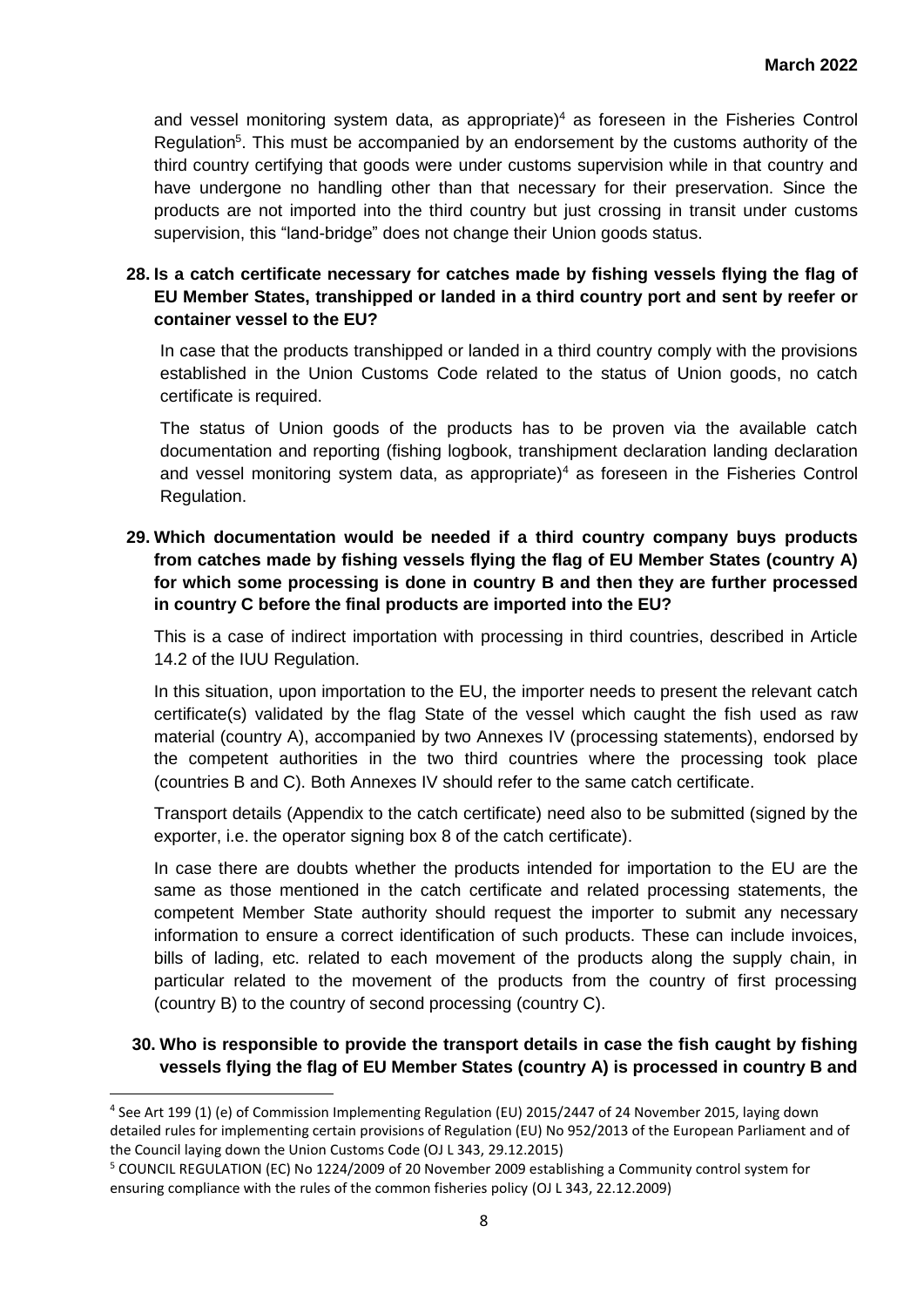and vessel monitoring system data, as appropriate)[4] as foreseen in the Fisheries Control Regulation[5]. This must be accompanied by an endorsement by the customs authority of the third country certifying that goods were under customs supervision while in that country and have undergone no handling other than that necessary for their preservation. Since the products are not imported into the third country but just crossing in transit under customs supervision, this "land-bridge" does not change their Union goods status.

**28. Is a catch certificate necessary for catches made by fishing vessels flying the flag of EU Member States, transhipped or landed in a third country port and sent by reefer or container vessel to the EU?**

In case that the products transhipped or landed in a third country comply with the provisions established in the Union Customs Code related to the status of Union goods, no catch certificate is required.

The status of Union goods of the products has to be proven via the available catch documentation and reporting (fishing logbook, transhipment declaration landing declaration and vessel monitoring system data, as appropriate)[4] as foreseen in the Fisheries Control Regulation.

**29. Which documentation would be needed if a third country company buys products from catches made by fishing vessels flying the flag of EU Member States (country A) for which some processing is done in country B and then they are further processed in country C before the final products are imported into the EU?**

This is a case of indirect importation with processing in third countries, described in Article 14.2 of the IUU Regulation.

In this situation, upon importation to the EU, the importer needs to present the relevant catch certificate(s) validated by the flag State of the vessel which caught the fish used as raw material (country A), accompanied by two Annexes IV (processing statements), endorsed by the competent authorities in the two third countries where the processing took place (countries B and C). Both Annexes IV should refer to the same catch certificate.

Transport details (Appendix to the catch certificate) need also to be submitted (signed by the exporter, i.e. the operator signing box 8 of the catch certificate).

In case there are doubts whether the products intended for importation to the EU are the same as those mentioned in the catch certificate and related processing statements, the competent Member State authority should request the importer to submit any necessary information to ensure a correct identification of such products. These can include invoices, bills of lading, etc. related to each movement of the products along the supply chain, in particular related to the movement of the products from the country of first processing (country B) to the country of second processing (country C).

**30. Who is responsible to provide the transport details in case the fish caught by fishing vessels flying the flag of EU Member States (country A) is processed in country B and**

---

[4] See Art 199 (1) (e) of Commission Implementing Regulation (EU) 2015/2447 of 24 November 2015, laying down detailed rules for implementing certain provisions of Regulation (EU) No 952/2013 of the European Parliament and of the Council laying down the Union Customs Code (OJ L 343, 29.12.2015)

[5] COUNCIL REGULATION (EC) No 1224/2009 of 20 November 2009 establishing a Community control system for ensuring compliance with the rules of the common fisheries policy (OJ L 343, 22.12.2009)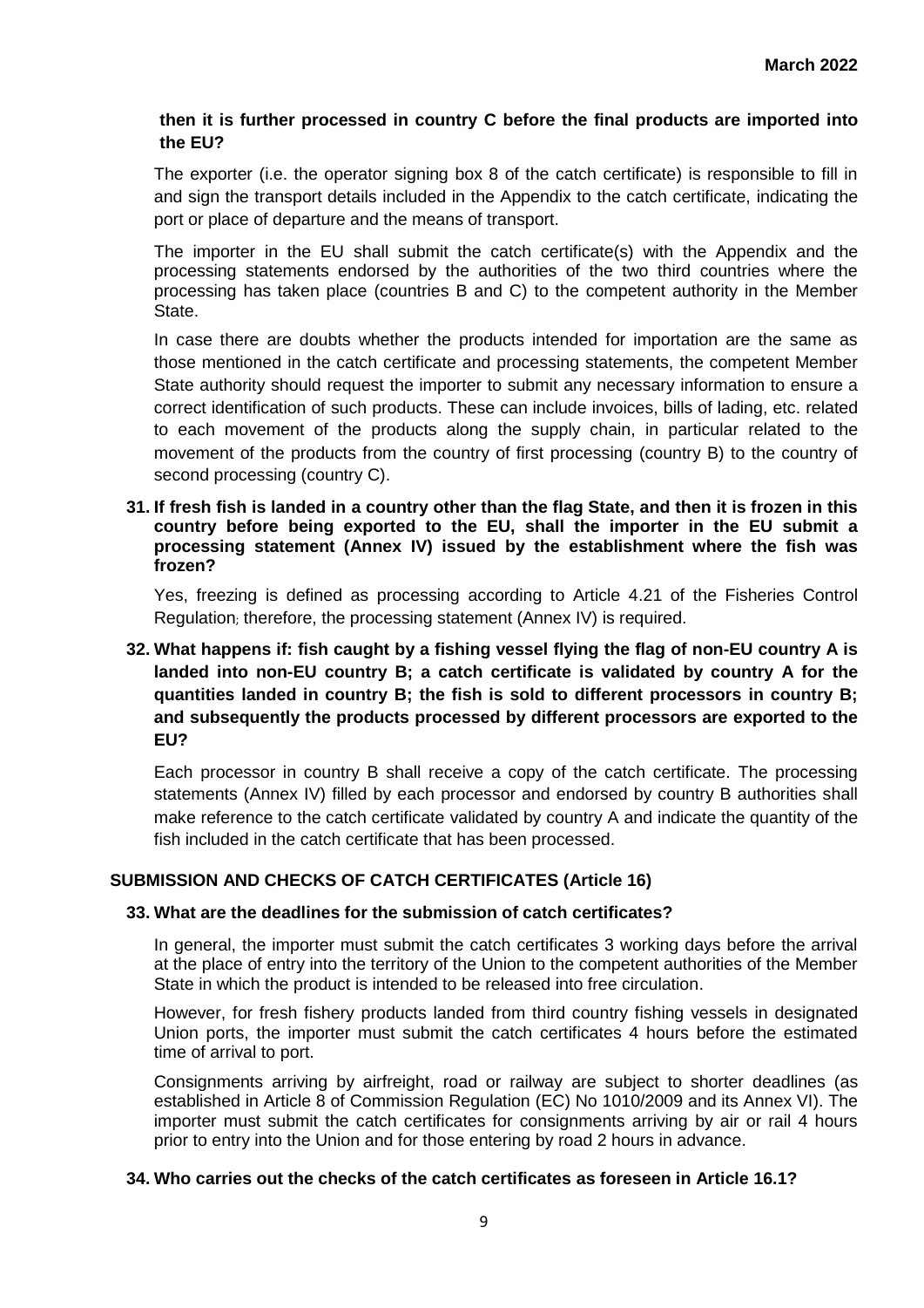**then it is further processed in country C before the final products are imported into the EU?**

The exporter (i.e. the operator signing box 8 of the catch certificate) is responsible to fill in and sign the transport details included in the Appendix to the catch certificate, indicating the port or place of departure and the means of transport.

The importer in the EU shall submit the catch certificate(s) with the Appendix and the processing statements endorsed by the authorities of the two third countries where the processing has taken place (countries B and C) to the competent authority in the Member State.

In case there are doubts whether the products intended for importation are the same as those mentioned in the catch certificate and processing statements, the competent Member State authority should request the importer to submit any necessary information to ensure a correct identification of such products. These can include invoices, bills of lading, etc. related to each movement of the products along the supply chain, in particular related to the movement of the products from the country of first processing (country B) to the country of second processing (country C).

**31. If fresh fish is landed in a country other than the flag State, and then it is frozen in this country before being exported to the EU, shall the importer in the EU submit a processing statement (Annex IV) issued by the establishment where the fish was frozen?**

Yes, freezing is defined as processing according to Article 4.21 of the Fisheries Control Regulation; therefore, the processing statement (Annex IV) is required.

**32. What happens if: fish caught by a fishing vessel flying the flag of non-EU country A is landed into non-EU country B; a catch certificate is validated by country A for the quantities landed in country B; the fish is sold to different processors in country B; and subsequently the products processed by different processors are exported to the EU?**

Each processor in country B shall receive a copy of the catch certificate. The processing statements (Annex IV) filled by each processor and endorsed by country B authorities shall make reference to the catch certificate validated by country A and indicate the quantity of the fish included in the catch certificate that has been processed.

## SUBMISSION AND CHECKS OF CATCH CERTIFICATES (Article 16)

**33. What are the deadlines for the submission of catch certificates?**

In general, the importer must submit the catch certificates 3 working days before the arrival at the place of entry into the territory of the Union to the competent authorities of the Member State in which the product is intended to be released into free circulation.

However, for fresh fishery products landed from third country fishing vessels in designated Union ports, the importer must submit the catch certificates 4 hours before the estimated time of arrival to port.

Consignments arriving by airfreight, road or railway are subject to shorter deadlines (as established in Article 8 of Commission Regulation (EC) No 1010/2009 and its Annex VI). The importer must submit the catch certificates for consignments arriving by air or rail 4 hours prior to entry into the Union and for those entering by road 2 hours in advance.

**34. Who carries out the checks of the catch certificates as foreseen in Article 16.1?**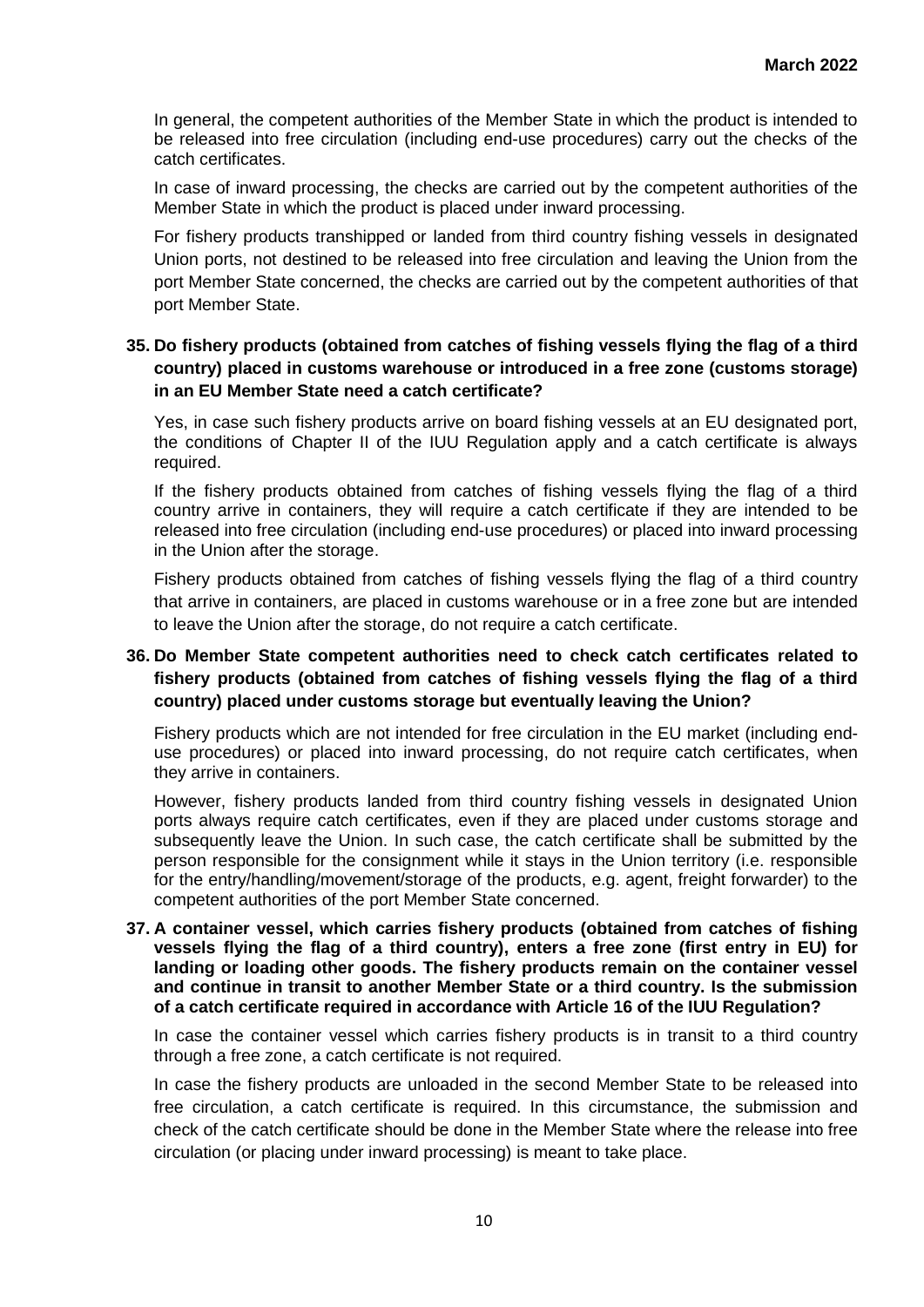In general, the competent authorities of the Member State in which the product is intended to be released into free circulation (including end-use procedures) carry out the checks of the catch certificates.

In case of inward processing, the checks are carried out by the competent authorities of the Member State in which the product is placed under inward processing.

For fishery products transhipped or landed from third country fishing vessels in designated Union ports, not destined to be released into free circulation and leaving the Union from the port Member State concerned, the checks are carried out by the competent authorities of that port Member State.

**35. Do fishery products (obtained from catches of fishing vessels flying the flag of a third country) placed in customs warehouse or introduced in a free zone (customs storage) in an EU Member State need a catch certificate?**

Yes, in case such fishery products arrive on board fishing vessels at an EU designated port, the conditions of Chapter II of the IUU Regulation apply and a catch certificate is always required.

If the fishery products obtained from catches of fishing vessels flying the flag of a third country arrive in containers, they will require a catch certificate if they are intended to be released into free circulation (including end-use procedures) or placed into inward processing in the Union after the storage.

Fishery products obtained from catches of fishing vessels flying the flag of a third country that arrive in containers, are placed in customs warehouse or in a free zone but are intended to leave the Union after the storage, do not require a catch certificate.

**36. Do Member State competent authorities need to check catch certificates related to fishery products (obtained from catches of fishing vessels flying the flag of a third country) placed under customs storage but eventually leaving the Union?**

Fishery products which are not intended for free circulation in the EU market (including end-use procedures) or placed into inward processing, do not require catch certificates, when they arrive in containers.

However, fishery products landed from third country fishing vessels in designated Union ports always require catch certificates, even if they are placed under customs storage and subsequently leave the Union. In such case, the catch certificate shall be submitted by the person responsible for the consignment while it stays in the Union territory (i.e. responsible for the entry/handling/movement/storage of the products, e.g. agent, freight forwarder) to the competent authorities of the port Member State concerned.

**37. A container vessel, which carries fishery products (obtained from catches of fishing vessels flying the flag of a third country), enters a free zone (first entry in EU) for landing or loading other goods. The fishery products remain on the container vessel and continue in transit to another Member State or a third country. Is the submission of a catch certificate required in accordance with Article 16 of the IUU Regulation?**

In case the container vessel which carries fishery products is in transit to a third country through a free zone, a catch certificate is not required.

In case the fishery products are unloaded in the second Member State to be released into free circulation, a catch certificate is required. In this circumstance, the submission and check of the catch certificate should be done in the Member State where the release into free circulation (or placing under inward processing) is meant to take place.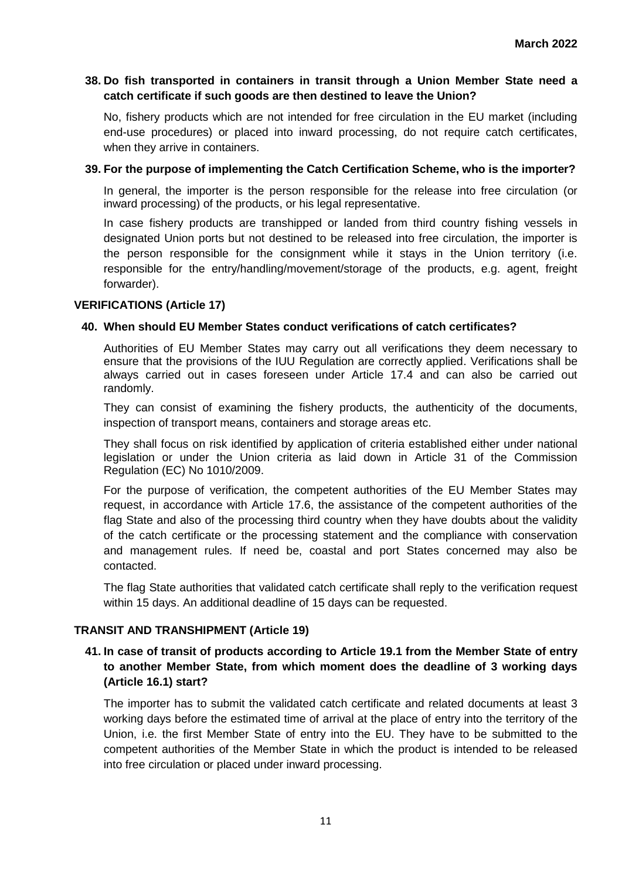**38. Do fish transported in containers in transit through a Union Member State need a catch certificate if such goods are then destined to leave the Union?**

No, fishery products which are not intended for free circulation in the EU market (including end-use procedures) or placed into inward processing, do not require catch certificates, when they arrive in containers.

**39. For the purpose of implementing the Catch Certification Scheme, who is the importer?**

In general, the importer is the person responsible for the release into free circulation (or inward processing) of the products, or his legal representative.

In case fishery products are transhipped or landed from third country fishing vessels in designated Union ports but not destined to be released into free circulation, the importer is the person responsible for the consignment while it stays in the Union territory (i.e. responsible for the entry/handling/movement/storage of the products, e.g. agent, freight forwarder).

## VERIFICATIONS (Article 17)

**40. When should EU Member States conduct verifications of catch certificates?**

Authorities of EU Member States may carry out all verifications they deem necessary to ensure that the provisions of the IUU Regulation are correctly applied. Verifications shall be always carried out in cases foreseen under Article 17.4 and can also be carried out randomly.

They can consist of examining the fishery products, the authenticity of the documents, inspection of transport means, containers and storage areas etc.

They shall focus on risk identified by application of criteria established either under national legislation or under the Union criteria as laid down in Article 31 of the Commission Regulation (EC) No 1010/2009.

For the purpose of verification, the competent authorities of the EU Member States may request, in accordance with Article 17.6, the assistance of the competent authorities of the flag State and also of the processing third country when they have doubts about the validity of the catch certificate or the processing statement and the compliance with conservation and management rules. If need be, coastal and port States concerned may also be contacted.

The flag State authorities that validated catch certificate shall reply to the verification request within 15 days. An additional deadline of 15 days can be requested.

## TRANSIT AND TRANSHIPMENT (Article 19)

**41. In case of transit of products according to Article 19.1 from the Member State of entry to another Member State, from which moment does the deadline of 3 working days (Article 16.1) start?**

The importer has to submit the validated catch certificate and related documents at least 3 working days before the estimated time of arrival at the place of entry into the territory of the Union, i.e. the first Member State of entry into the EU. They have to be submitted to the competent authorities of the Member State in which the product is intended to be released into free circulation or placed under inward processing.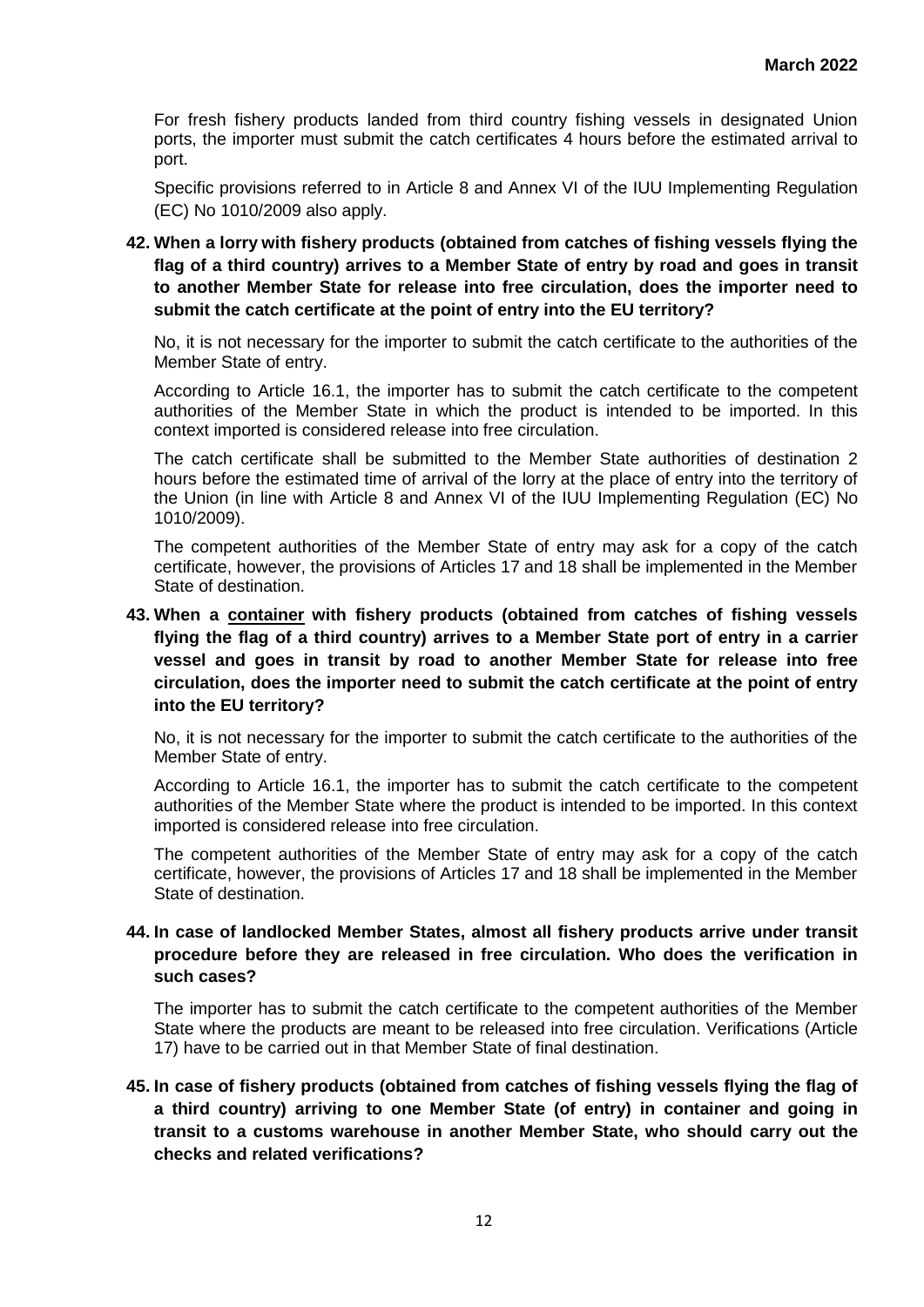For fresh fishery products landed from third country fishing vessels in designated Union ports, the importer must submit the catch certificates 4 hours before the estimated arrival to port.

Specific provisions referred to in Article 8 and Annex VI of the IUU Implementing Regulation (EC) No 1010/2009 also apply.

**42. When a lorry with fishery products (obtained from catches of fishing vessels flying the flag of a third country) arrives to a Member State of entry by road and goes in transit to another Member State for release into free circulation, does the importer need to submit the catch certificate at the point of entry into the EU territory?**

No, it is not necessary for the importer to submit the catch certificate to the authorities of the Member State of entry.

According to Article 16.1, the importer has to submit the catch certificate to the competent authorities of the Member State in which the product is intended to be imported. In this context imported is considered release into free circulation.

The catch certificate shall be submitted to the Member State authorities of destination 2 hours before the estimated time of arrival of the lorry at the place of entry into the territory of the Union (in line with Article 8 and Annex VI of the IUU Implementing Regulation (EC) No 1010/2009).

The competent authorities of the Member State of entry may ask for a copy of the catch certificate, however, the provisions of Articles 17 and 18 shall be implemented in the Member State of destination.

**43. When a <u>container</u> with fishery products (obtained from catches of fishing vessels flying the flag of a third country) arrives to a Member State port of entry in a carrier vessel and goes in transit by road to another Member State for release into free circulation, does the importer need to submit the catch certificate at the point of entry into the EU territory?**

No, it is not necessary for the importer to submit the catch certificate to the authorities of the Member State of entry.

According to Article 16.1, the importer has to submit the catch certificate to the competent authorities of the Member State where the product is intended to be imported. In this context imported is considered release into free circulation.

The competent authorities of the Member State of entry may ask for a copy of the catch certificate, however, the provisions of Articles 17 and 18 shall be implemented in the Member State of destination.

**44. In case of landlocked Member States, almost all fishery products arrive under transit procedure before they are released in free circulation. Who does the verification in such cases?**

The importer has to submit the catch certificate to the competent authorities of the Member State where the products are meant to be released into free circulation. Verifications (Article 17) have to be carried out in that Member State of final destination.

**45. In case of fishery products (obtained from catches of fishing vessels flying the flag of a third country) arriving to one Member State (of entry) in container and going in transit to a customs warehouse in another Member State, who should carry out the checks and related verifications?**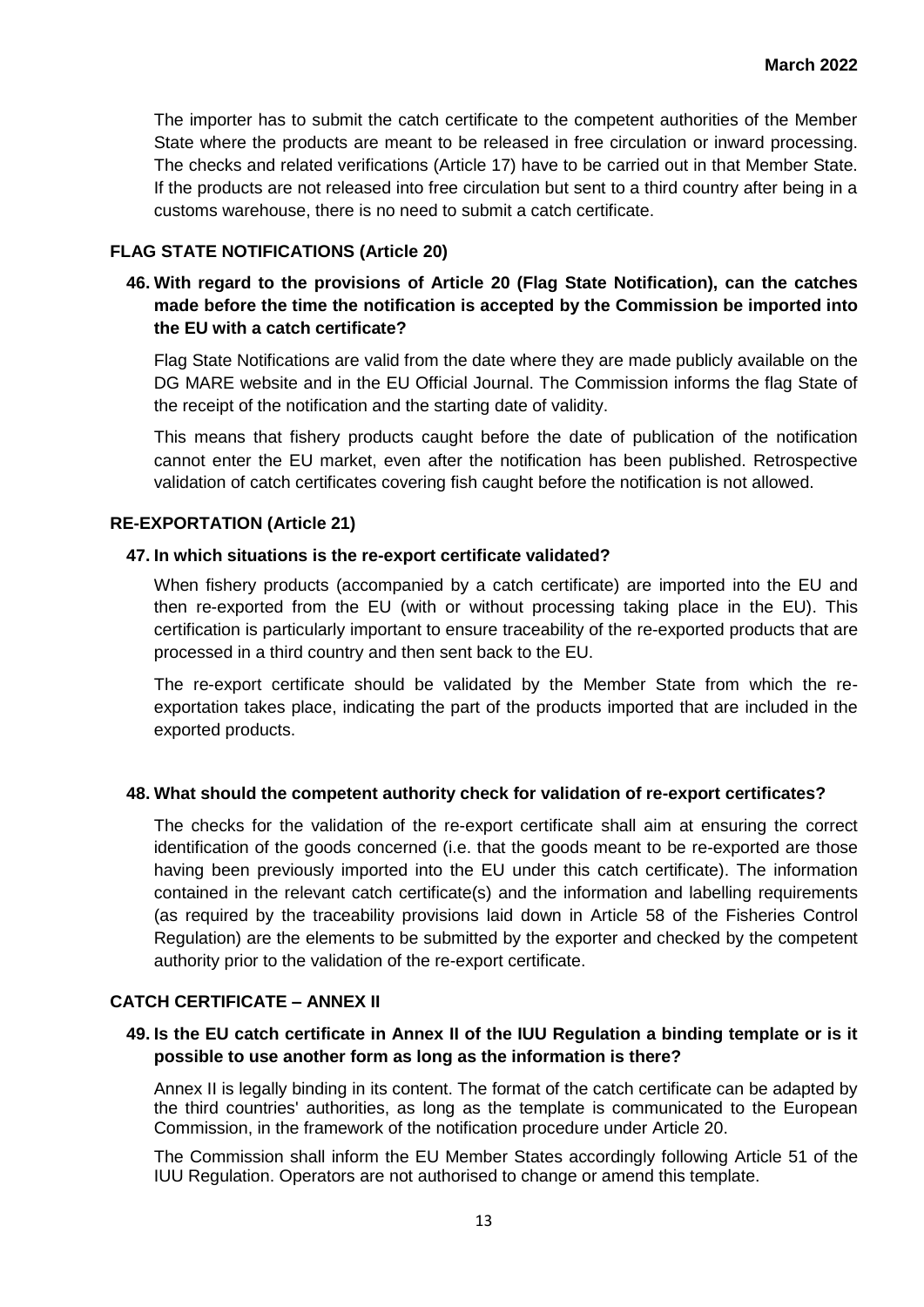The importer has to submit the catch certificate to the competent authorities of the Member State where the products are meant to be released in free circulation or inward processing. The checks and related verifications (Article 17) have to be carried out in that Member State. If the products are not released into free circulation but sent to a third country after being in a customs warehouse, there is no need to submit a catch certificate.

## FLAG STATE NOTIFICATIONS (Article 20)

**46. With regard to the provisions of Article 20 (Flag State Notification), can the catches made before the time the notification is accepted by the Commission be imported into the EU with a catch certificate?**

Flag State Notifications are valid from the date where they are made publicly available on the DG MARE website and in the EU Official Journal. The Commission informs the flag State of the receipt of the notification and the starting date of validity.

This means that fishery products caught before the date of publication of the notification cannot enter the EU market, even after the notification has been published. Retrospective validation of catch certificates covering fish caught before the notification is not allowed.

## RE-EXPORTATION (Article 21)

**47. In which situations is the re-export certificate validated?**

When fishery products (accompanied by a catch certificate) are imported into the EU and then re-exported from the EU (with or without processing taking place in the EU). This certification is particularly important to ensure traceability of the re-exported products that are processed in a third country and then sent back to the EU.

The re-export certificate should be validated by the Member State from which the re-exportation takes place, indicating the part of the products imported that are included in the exported products.

**48. What should the competent authority check for validation of re-export certificates?**

The checks for the validation of the re-export certificate shall aim at ensuring the correct identification of the goods concerned (i.e. that the goods meant to be re-exported are those having been previously imported into the EU under this catch certificate). The information contained in the relevant catch certificate(s) and the information and labelling requirements (as required by the traceability provisions laid down in Article 58 of the Fisheries Control Regulation) are the elements to be submitted by the exporter and checked by the competent authority prior to the validation of the re-export certificate.

## CATCH CERTIFICATE – ANNEX II

**49. Is the EU catch certificate in Annex II of the IUU Regulation a binding template or is it possible to use another form as long as the information is there?**

Annex II is legally binding in its content. The format of the catch certificate can be adapted by the third countries' authorities, as long as the template is communicated to the European Commission, in the framework of the notification procedure under Article 20.

The Commission shall inform the EU Member States accordingly following Article 51 of the IUU Regulation. Operators are not authorised to change or amend this template.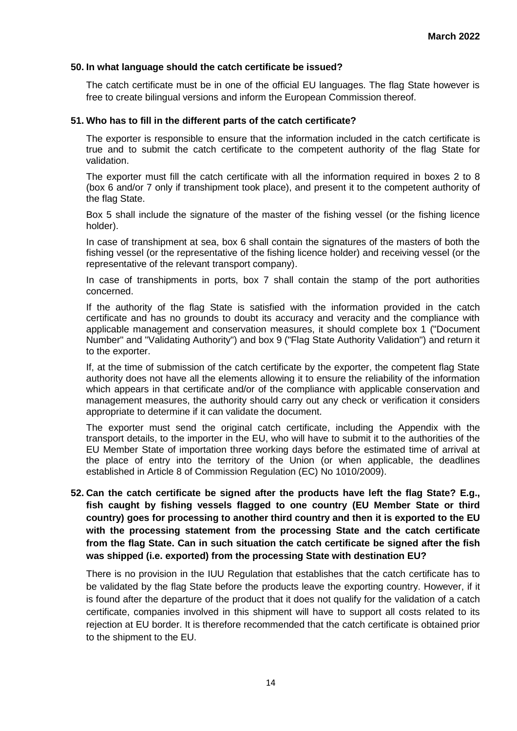### 50. In what language should the catch certificate be issued?

The catch certificate must be in one of the official EU languages. The flag State however is free to create bilingual versions and inform the European Commission thereof.

### 51. Who has to fill in the different parts of the catch certificate?

The exporter is responsible to ensure that the information included in the catch certificate is true and to submit the catch certificate to the competent authority of the flag State for validation.

The exporter must fill the catch certificate with all the information required in boxes 2 to 8 (box 6 and/or 7 only if transhipment took place), and present it to the competent authority of the flag State.

Box 5 shall include the signature of the master of the fishing vessel (or the fishing licence holder).

In case of transhipment at sea, box 6 shall contain the signatures of the masters of both the fishing vessel (or the representative of the fishing licence holder) and receiving vessel (or the representative of the relevant transport company).

In case of transhipments in ports, box 7 shall contain the stamp of the port authorities concerned.

If the authority of the flag State is satisfied with the information provided in the catch certificate and has no grounds to doubt its accuracy and veracity and the compliance with applicable management and conservation measures, it should complete box 1 ("Document Number" and "Validating Authority") and box 9 ("Flag State Authority Validation") and return it to the exporter.

If, at the time of submission of the catch certificate by the exporter, the competent flag State authority does not have all the elements allowing it to ensure the reliability of the information which appears in that certificate and/or of the compliance with applicable conservation and management measures, the authority should carry out any check or verification it considers appropriate to determine if it can validate the document.

The exporter must send the original catch certificate, including the Appendix with the transport details, to the importer in the EU, who will have to submit it to the authorities of the EU Member State of importation three working days before the estimated time of arrival at the place of entry into the territory of the Union (or when applicable, the deadlines established in Article 8 of Commission Regulation (EC) No 1010/2009).

### 52. Can the catch certificate be signed after the products have left the flag State? E.g., fish caught by fishing vessels flagged to one country (EU Member State or third country) goes for processing to another third country and then it is exported to the EU with the processing statement from the processing State and the catch certificate from the flag State. Can in such situation the catch certificate be signed after the fish was shipped (i.e. exported) from the processing State with destination EU?

There is no provision in the IUU Regulation that establishes that the catch certificate has to be validated by the flag State before the products leave the exporting country. However, if it is found after the departure of the product that it does not qualify for the validation of a catch certificate, companies involved in this shipment will have to support all costs related to its rejection at EU border. It is therefore recommended that the catch certificate is obtained prior to the shipment to the EU.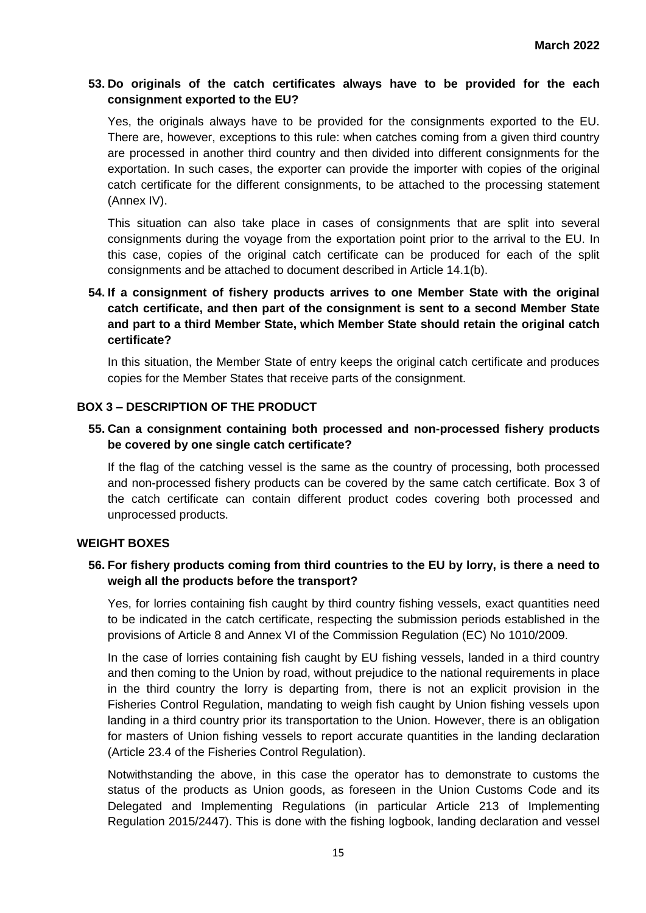**53. Do originals of the catch certificates always have to be provided for the each consignment exported to the EU?**

Yes, the originals always have to be provided for the consignments exported to the EU. There are, however, exceptions to this rule: when catches coming from a given third country are processed in another third country and then divided into different consignments for the exportation. In such cases, the exporter can provide the importer with copies of the original catch certificate for the different consignments, to be attached to the processing statement (Annex IV).

This situation can also take place in cases of consignments that are split into several consignments during the voyage from the exportation point prior to the arrival to the EU. In this case, copies of the original catch certificate can be produced for each of the split consignments and be attached to document described in Article 14.1(b).

**54. If a consignment of fishery products arrives to one Member State with the original catch certificate, and then part of the consignment is sent to a second Member State and part to a third Member State, which Member State should retain the original catch certificate?**

In this situation, the Member State of entry keeps the original catch certificate and produces copies for the Member States that receive parts of the consignment.

## BOX 3 – DESCRIPTION OF THE PRODUCT

**55. Can a consignment containing both processed and non-processed fishery products be covered by one single catch certificate?**

If the flag of the catching vessel is the same as the country of processing, both processed and non-processed fishery products can be covered by the same catch certificate. Box 3 of the catch certificate can contain different product codes covering both processed and unprocessed products.

## WEIGHT BOXES

**56. For fishery products coming from third countries to the EU by lorry, is there a need to weigh all the products before the transport?**

Yes, for lorries containing fish caught by third country fishing vessels, exact quantities need to be indicated in the catch certificate, respecting the submission periods established in the provisions of Article 8 and Annex VI of the Commission Regulation (EC) No 1010/2009.

In the case of lorries containing fish caught by EU fishing vessels, landed in a third country and then coming to the Union by road, without prejudice to the national requirements in place in the third country the lorry is departing from, there is not an explicit provision in the Fisheries Control Regulation, mandating to weigh fish caught by Union fishing vessels upon landing in a third country prior its transportation to the Union. However, there is an obligation for masters of Union fishing vessels to report accurate quantities in the landing declaration (Article 23.4 of the Fisheries Control Regulation).

Notwithstanding the above, in this case the operator has to demonstrate to customs the status of the products as Union goods, as foreseen in the Union Customs Code and its Delegated and Implementing Regulations (in particular Article 213 of Implementing Regulation 2015/2447). This is done with the fishing logbook, landing declaration and vessel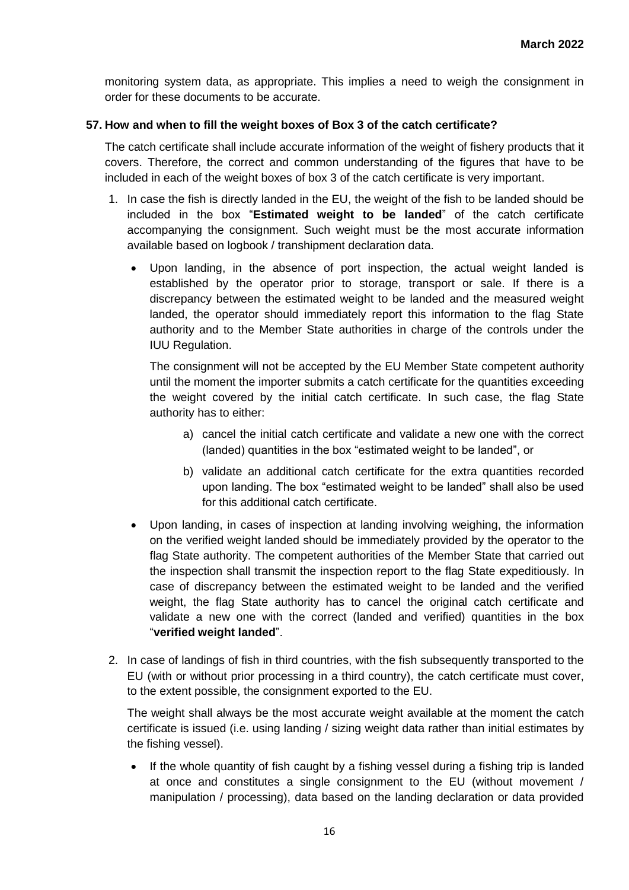monitoring system data, as appropriate. This implies a need to weigh the consignment in order for these documents to be accurate.

### 57. How and when to fill the weight boxes of Box 3 of the catch certificate?

The catch certificate shall include accurate information of the weight of fishery products that it covers. Therefore, the correct and common understanding of the figures that have to be included in each of the weight boxes of box 3 of the catch certificate is very important.

1. In case the fish is directly landed in the EU, the weight of the fish to be landed should be included in the box "**Estimated weight to be landed**" of the catch certificate accompanying the consignment. Such weight must be the most accurate information available based on logbook / transhipment declaration data.

   - Upon landing, in the absence of port inspection, the actual weight landed is established by the operator prior to storage, transport or sale. If there is a discrepancy between the estimated weight to be landed and the measured weight landed, the operator should immediately report this information to the flag State authority and to the Member State authorities in charge of the controls under the IUU Regulation.

     The consignment will not be accepted by the EU Member State competent authority until the moment the importer submits a catch certificate for the quantities exceeding the weight covered by the initial catch certificate. In such case, the flag State authority has to either:

     a) cancel the initial catch certificate and validate a new one with the correct (landed) quantities in the box "estimated weight to be landed", or

     b) validate an additional catch certificate for the extra quantities recorded upon landing. The box "estimated weight to be landed" shall also be used for this additional catch certificate.

   - Upon landing, in cases of inspection at landing involving weighing, the information on the verified weight landed should be immediately provided by the operator to the flag State authority. The competent authorities of the Member State that carried out the inspection shall transmit the inspection report to the flag State expeditiously. In case of discrepancy between the estimated weight to be landed and the verified weight, the flag State authority has to cancel the original catch certificate and validate a new one with the correct (landed and verified) quantities in the box "**verified weight landed**".

2. In case of landings of fish in third countries, with the fish subsequently transported to the EU (with or without prior processing in a third country), the catch certificate must cover, to the extent possible, the consignment exported to the EU.

   The weight shall always be the most accurate weight available at the moment the catch certificate is issued (i.e. using landing / sizing weight data rather than initial estimates by the fishing vessel).

   - If the whole quantity of fish caught by a fishing vessel during a fishing trip is landed at once and constitutes a single consignment to the EU (without movement / manipulation / processing), data based on the landing declaration or data provided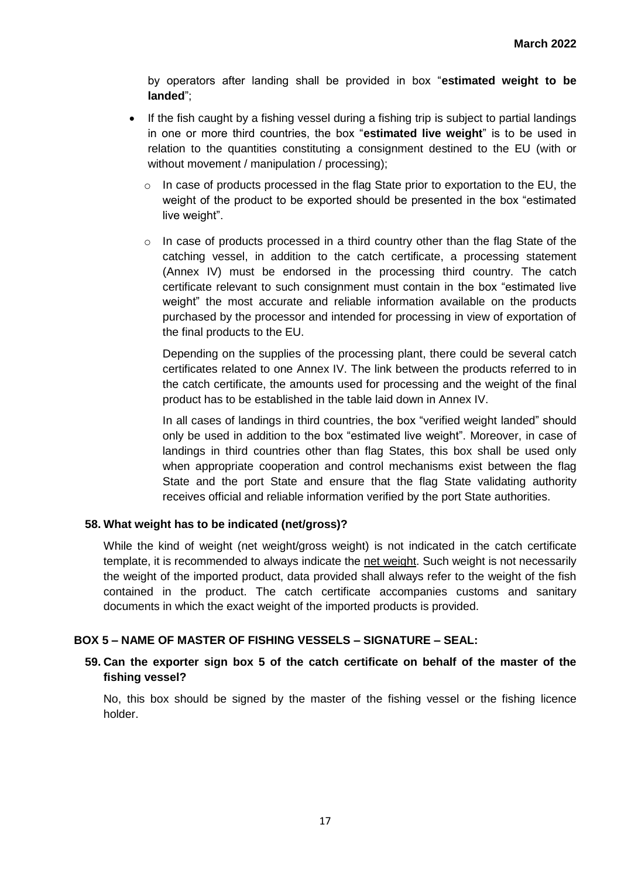by operators after landing shall be provided in box "**estimated weight to be landed**";

- If the fish caught by a fishing vessel during a fishing trip is subject to partial landings in one or more third countries, the box "**estimated live weight**" is to be used in relation to the quantities constituting a consignment destined to the EU (with or without movement / manipulation / processing);
  - In case of products processed in the flag State prior to exportation to the EU, the weight of the product to be exported should be presented in the box "estimated live weight".
  - In case of products processed in a third country other than the flag State of the catching vessel, in addition to the catch certificate, a processing statement (Annex IV) must be endorsed in the processing third country. The catch certificate relevant to such consignment must contain in the box "estimated live weight" the most accurate and reliable information available on the products purchased by the processor and intended for processing in view of exportation of the final products to the EU.

    Depending on the supplies of the processing plant, there could be several catch certificates related to one Annex IV. The link between the products referred to in the catch certificate, the amounts used for processing and the weight of the final product has to be established in the table laid down in Annex IV.

    In all cases of landings in third countries, the box "verified weight landed" should only be used in addition to the box "estimated live weight". Moreover, in case of landings in third countries other than flag States, this box shall be used only when appropriate cooperation and control mechanisms exist between the flag State and the port State and ensure that the flag State validating authority receives official and reliable information verified by the port State authorities.

### 58. What weight has to be indicated (net/gross)?

While the kind of weight (net weight/gross weight) is not indicated in the catch certificate template, it is recommended to always indicate the net weight. Such weight is not necessarily the weight of the imported product, data provided shall always refer to the weight of the fish contained in the product. The catch certificate accompanies customs and sanitary documents in which the exact weight of the imported products is provided.

## BOX 5 – NAME OF MASTER OF FISHING VESSELS – SIGNATURE – SEAL:

### 59. Can the exporter sign box 5 of the catch certificate on behalf of the master of the fishing vessel?

No, this box should be signed by the master of the fishing vessel or the fishing licence holder.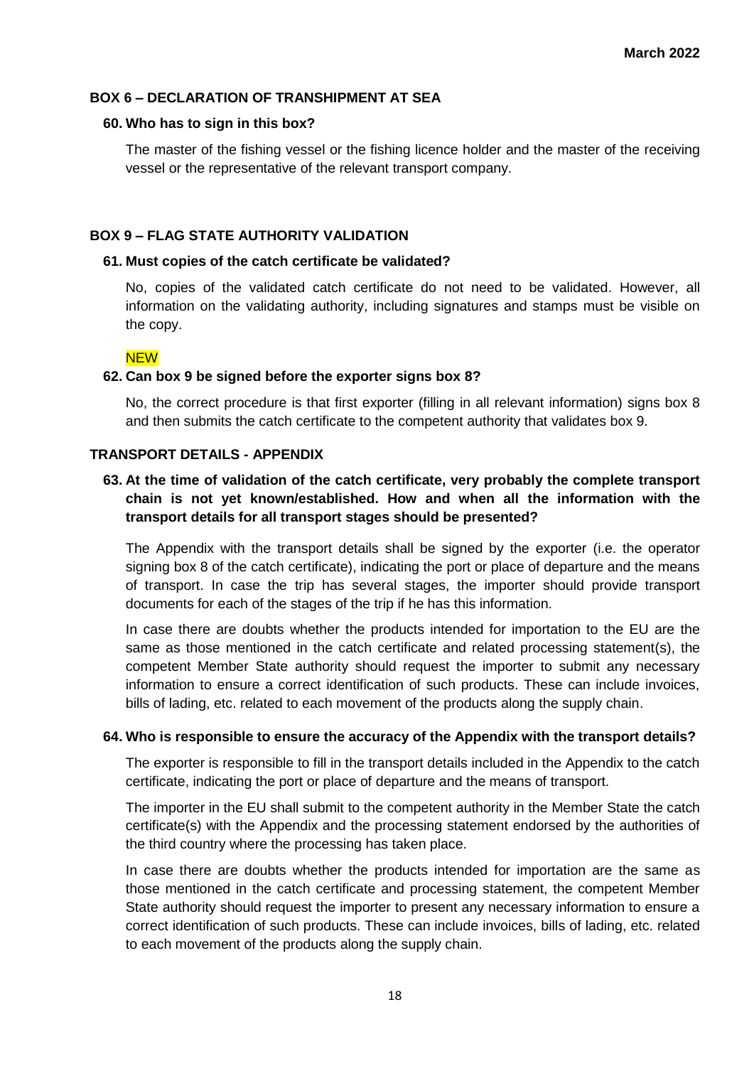## BOX 6 – DECLARATION OF TRANSHIPMENT AT SEA

**60. Who has to sign in this box?**

The master of the fishing vessel or the fishing licence holder and the master of the receiving vessel or the representative of the relevant transport company.

## BOX 9 – FLAG STATE AUTHORITY VALIDATION

**61. Must copies of the catch certificate be validated?**

No, copies of the validated catch certificate do not need to be validated. However, all information on the validating authority, including signatures and stamps must be visible on the copy.

NEW

**62. Can box 9 be signed before the exporter signs box 8?**

No, the correct procedure is that first exporter (filling in all relevant information) signs box 8 and then submits the catch certificate to the competent authority that validates box 9.

## TRANSPORT DETAILS - APPENDIX

**63. At the time of validation of the catch certificate, very probably the complete transport chain is not yet known/established. How and when all the information with the transport details for all transport stages should be presented?**

The Appendix with the transport details shall be signed by the exporter (i.e. the operator signing box 8 of the catch certificate), indicating the port or place of departure and the means of transport. In case the trip has several stages, the importer should provide transport documents for each of the stages of the trip if he has this information.

In case there are doubts whether the products intended for importation to the EU are the same as those mentioned in the catch certificate and related processing statement(s), the competent Member State authority should request the importer to submit any necessary information to ensure a correct identification of such products. These can include invoices, bills of lading, etc. related to each movement of the products along the supply chain.

**64. Who is responsible to ensure the accuracy of the Appendix with the transport details?**

The exporter is responsible to fill in the transport details included in the Appendix to the catch certificate, indicating the port or place of departure and the means of transport.

The importer in the EU shall submit to the competent authority in the Member State the catch certificate(s) with the Appendix and the processing statement endorsed by the authorities of the third country where the processing has taken place.

In case there are doubts whether the products intended for importation are the same as those mentioned in the catch certificate and processing statement, the competent Member State authority should request the importer to present any necessary information to ensure a correct identification of such products. These can include invoices, bills of lading, etc. related to each movement of the products along the supply chain.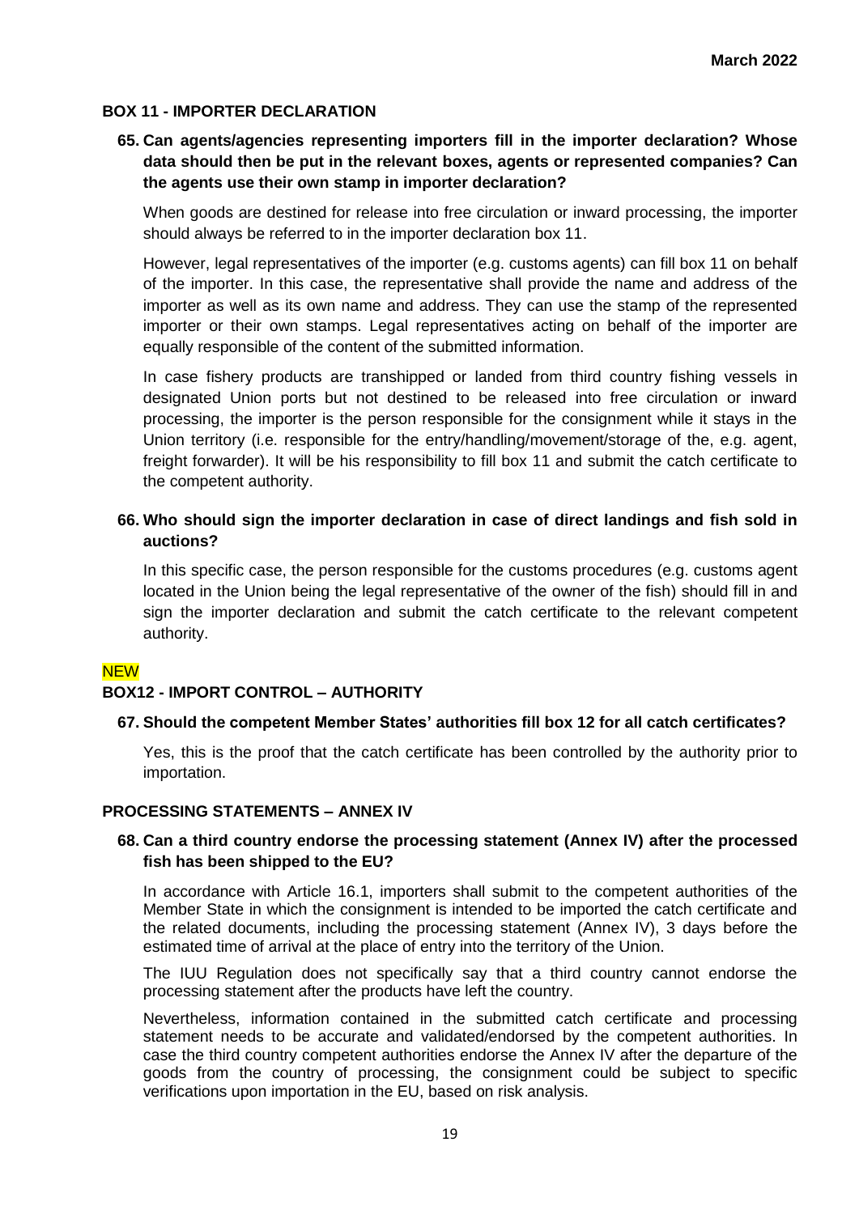## BOX 11 - IMPORTER DECLARATION

**65. Can agents/agencies representing importers fill in the importer declaration? Whose data should then be put in the relevant boxes, agents or represented companies? Can the agents use their own stamp in importer declaration?**

When goods are destined for release into free circulation or inward processing, the importer should always be referred to in the importer declaration box 11.

However, legal representatives of the importer (e.g. customs agents) can fill box 11 on behalf of the importer. In this case, the representative shall provide the name and address of the importer as well as its own name and address. They can use the stamp of the represented importer or their own stamps. Legal representatives acting on behalf of the importer are equally responsible of the content of the submitted information.

In case fishery products are transhipped or landed from third country fishing vessels in designated Union ports but not destined to be released into free circulation or inward processing, the importer is the person responsible for the consignment while it stays in the Union territory (i.e. responsible for the entry/handling/movement/storage of the, e.g. agent, freight forwarder). It will be his responsibility to fill box 11 and submit the catch certificate to the competent authority.

**66. Who should sign the importer declaration in case of direct landings and fish sold in auctions?**

In this specific case, the person responsible for the customs procedures (e.g. customs agent located in the Union being the legal representative of the owner of the fish) should fill in and sign the importer declaration and submit the catch certificate to the relevant competent authority.

NEW

## BOX12 - IMPORT CONTROL – AUTHORITY

**67. Should the competent Member States' authorities fill box 12 for all catch certificates?**

Yes, this is the proof that the catch certificate has been controlled by the authority prior to importation.

## PROCESSING STATEMENTS – ANNEX IV

**68. Can a third country endorse the processing statement (Annex IV) after the processed fish has been shipped to the EU?**

In accordance with Article 16.1, importers shall submit to the competent authorities of the Member State in which the consignment is intended to be imported the catch certificate and the related documents, including the processing statement (Annex IV), 3 days before the estimated time of arrival at the place of entry into the territory of the Union.

The IUU Regulation does not specifically say that a third country cannot endorse the processing statement after the products have left the country.

Nevertheless, information contained in the submitted catch certificate and processing statement needs to be accurate and validated/endorsed by the competent authorities. In case the third country competent authorities endorse the Annex IV after the departure of the goods from the country of processing, the consignment could be subject to specific verifications upon importation in the EU, based on risk analysis.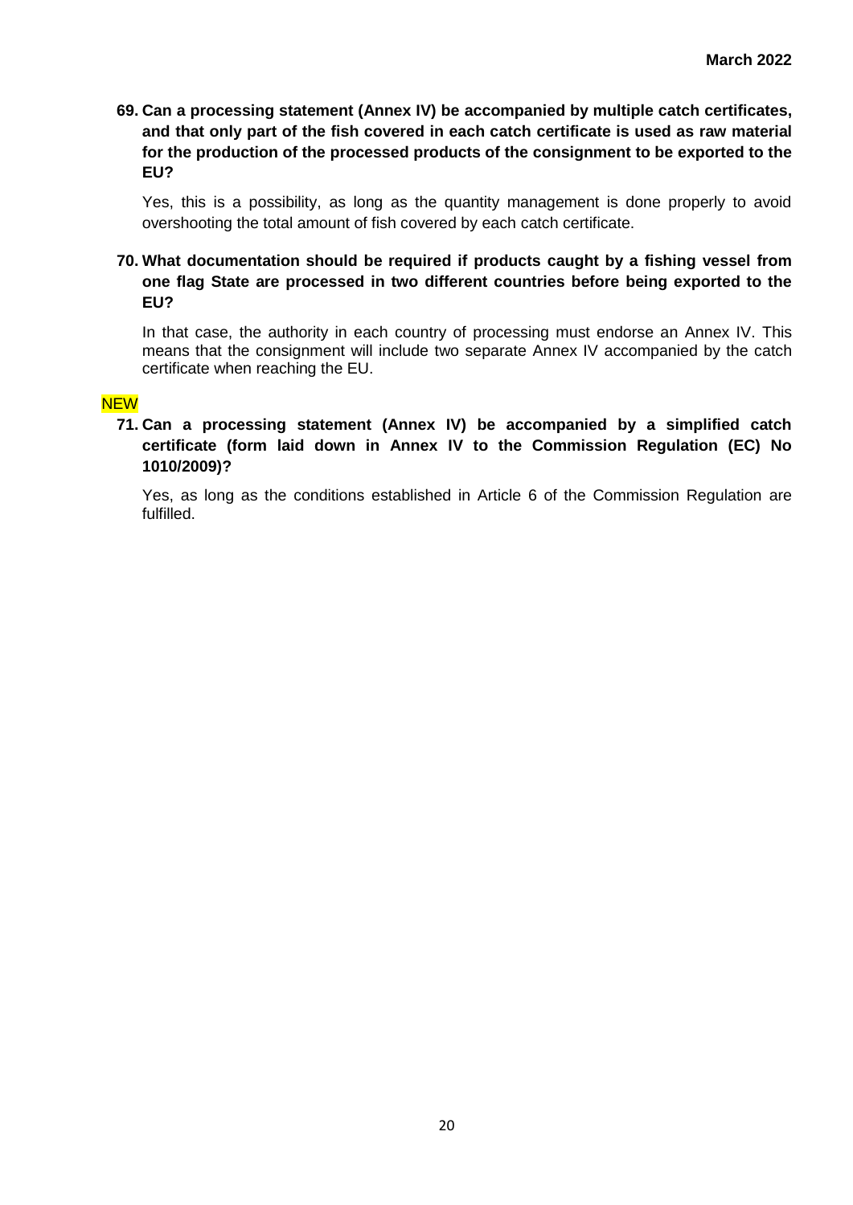**69. Can a processing statement (Annex IV) be accompanied by multiple catch certificates, and that only part of the fish covered in each catch certificate is used as raw material for the production of the processed products of the consignment to be exported to the EU?**

Yes, this is a possibility, as long as the quantity management is done properly to avoid overshooting the total amount of fish covered by each catch certificate.

**70. What documentation should be required if products caught by a fishing vessel from one flag State are processed in two different countries before being exported to the EU?**

In that case, the authority in each country of processing must endorse an Annex IV. This means that the consignment will include two separate Annex IV accompanied by the catch certificate when reaching the EU.

NEW

**71. Can a processing statement (Annex IV) be accompanied by a simplified catch certificate (form laid down in Annex IV to the Commission Regulation (EC) No 1010/2009)?**

Yes, as long as the conditions established in Article 6 of the Commission Regulation are fulfilled.